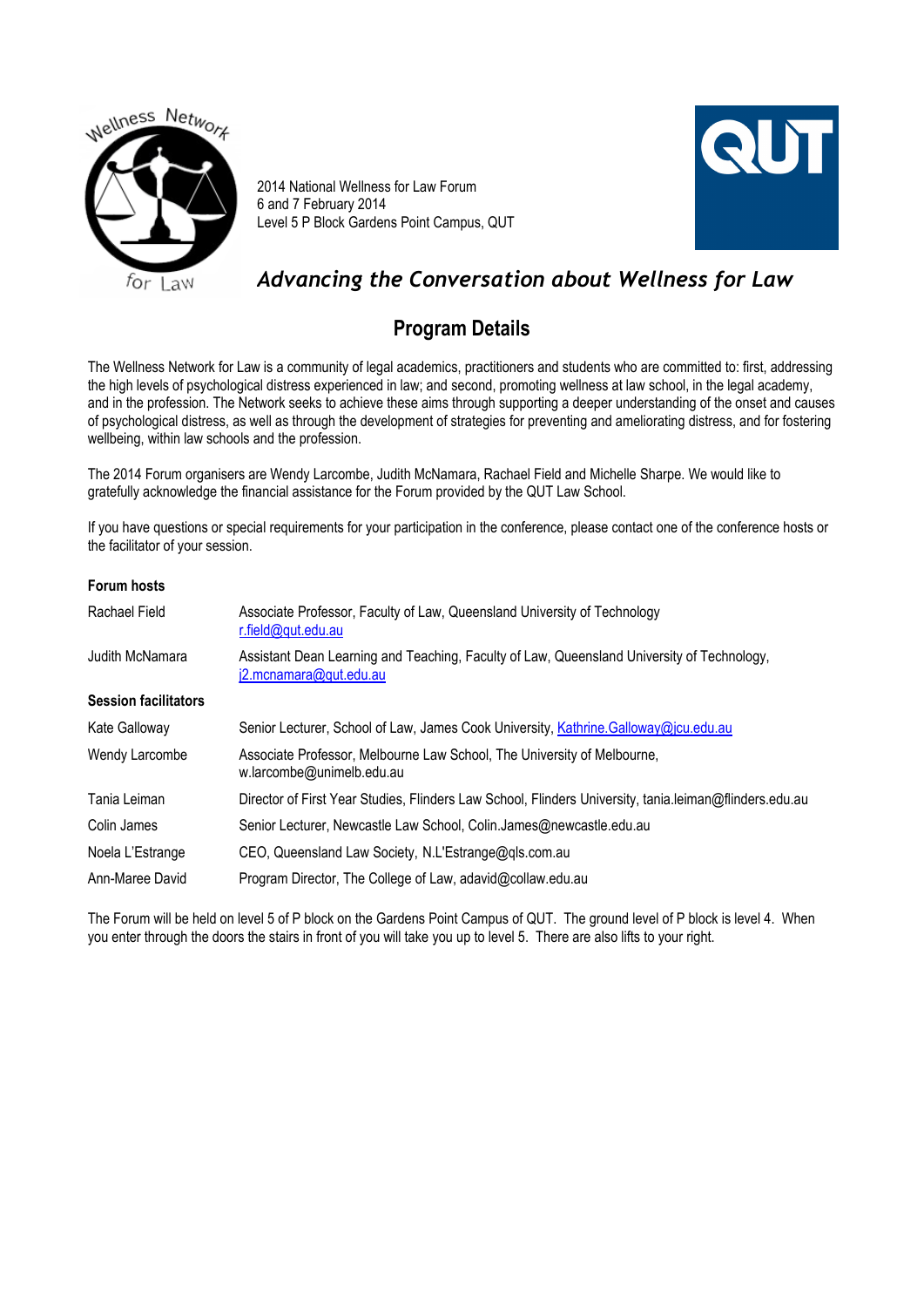2014 National Wellness for Law Forum
6 and 7 February 2014
Level 5 P Block Gardens Point Campus, QUT

# *Advancing the Conversation about Wellness for Law*

## Program Details

The Wellness Network for Law is a community of legal academics, practitioners and students who are committed to: first, addressing the high levels of psychological distress experienced in law; and second, promoting wellness at law school, in the legal academy, and in the profession. The Network seeks to achieve these aims through supporting a deeper understanding of the onset and causes of psychological distress, as well as through the development of strategies for preventing and ameliorating distress, and for fostering wellbeing, within law schools and the profession.

The 2014 Forum organisers are Wendy Larcombe, Judith McNamara, Rachael Field and Michelle Sharpe. We would like to gratefully acknowledge the financial assistance for the Forum provided by the QUT Law School.

If you have questions or special requirements for your participation in the conference, please contact one of the conference hosts or the facilitator of your session.

**Forum hosts**

| | |
|---|---|
| Rachael Field | Associate Professor, Faculty of Law, Queensland University of Technology r.field@qut.edu.au |
| Judith McNamara | Assistant Dean Learning and Teaching, Faculty of Law, Queensland University of Technology, j2.mcnamara@qut.edu.au |

**Session facilitators**

| | |
|---|---|
| Kate Galloway | Senior Lecturer, School of Law, James Cook University, Kathrine.Galloway@jcu.edu.au |
| Wendy Larcombe | Associate Professor, Melbourne Law School, The University of Melbourne, w.larcombe@unimelb.edu.au |
| Tania Leiman | Director of First Year Studies, Flinders Law School, Flinders University, tania.leiman@flinders.edu.au |
| Colin James | Senior Lecturer, Newcastle Law School, Colin.James@newcastle.edu.au |
| Noela L'Estrange | CEO, Queensland Law Society, N.L'Estrange@qls.com.au |
| Ann-Maree David | Program Director, The College of Law, adavid@collaw.edu.au |

The Forum will be held on level 5 of P block on the Gardens Point Campus of QUT. The ground level of P block is level 4. When you enter through the doors the stairs in front of you will take you up to level 5. There are also lifts to your right.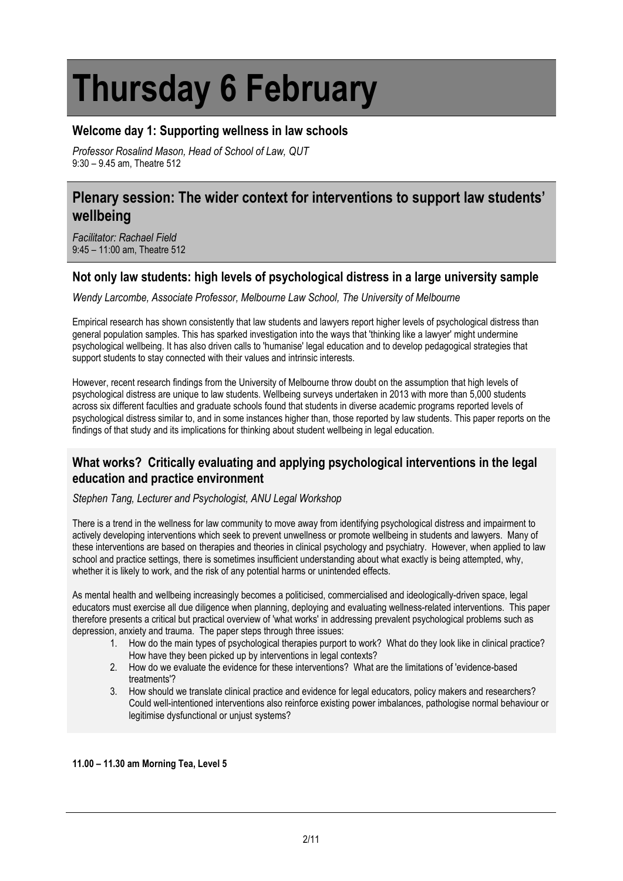# Thursday 6 February

## Welcome day 1: Supporting wellness in law schools

*Professor Rosalind Mason, Head of School of Law, QUT*
9:30 – 9.45 am, Theatre 512

## Plenary session: The wider context for interventions to support law students' wellbeing

*Facilitator: Rachael Field*
9:45 – 11:00 am, Theatre 512

### Not only law students: high levels of psychological distress in a large university sample

*Wendy Larcombe, Associate Professor, Melbourne Law School, The University of Melbourne*

Empirical research has shown consistently that law students and lawyers report higher levels of psychological distress than general population samples. This has sparked investigation into the ways that 'thinking like a lawyer' might undermine psychological wellbeing. It has also driven calls to 'humanise' legal education and to develop pedagogical strategies that support students to stay connected with their values and intrinsic interests.

However, recent research findings from the University of Melbourne throw doubt on the assumption that high levels of psychological distress are unique to law students. Wellbeing surveys undertaken in 2013 with more than 5,000 students across six different faculties and graduate schools found that students in diverse academic programs reported levels of psychological distress similar to, and in some instances higher than, those reported by law students. This paper reports on the findings of that study and its implications for thinking about student wellbeing in legal education.

### What works? Critically evaluating and applying psychological interventions in the legal education and practice environment

*Stephen Tang, Lecturer and Psychologist, ANU Legal Workshop*

There is a trend in the wellness for law community to move away from identifying psychological distress and impairment to actively developing interventions which seek to prevent unwellness or promote wellbeing in students and lawyers. Many of these interventions are based on therapies and theories in clinical psychology and psychiatry. However, when applied to law school and practice settings, there is sometimes insufficient understanding about what exactly is being attempted, why, whether it is likely to work, and the risk of any potential harms or unintended effects.

As mental health and wellbeing increasingly becomes a politicised, commercialised and ideologically-driven space, legal educators must exercise all due diligence when planning, deploying and evaluating wellness-related interventions. This paper therefore presents a critical but practical overview of 'what works' in addressing prevalent psychological problems such as depression, anxiety and trauma. The paper steps through three issues:

1. How do the main types of psychological therapies purport to work? What do they look like in clinical practice? How have they been picked up by interventions in legal contexts?
2. How do we evaluate the evidence for these interventions? What are the limitations of 'evidence-based treatments'?
3. How should we translate clinical practice and evidence for legal educators, policy makers and researchers? Could well-intentioned interventions also reinforce existing power imbalances, pathologise normal behaviour or legitimise dysfunctional or unjust systems?

**11.00 – 11.30 am Morning Tea, Level 5**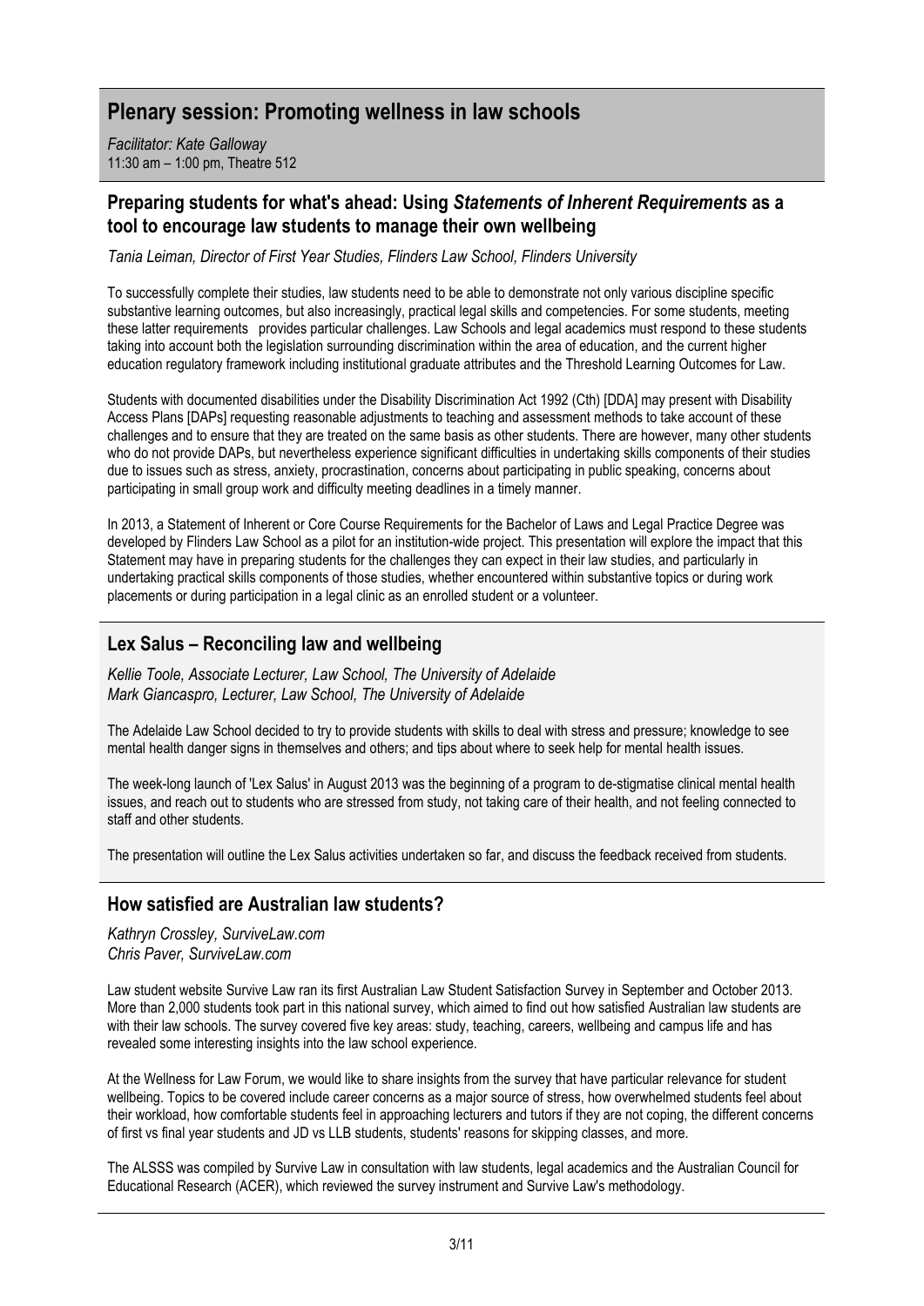# Plenary session: Promoting wellness in law schools

*Facilitator: Kate Galloway*
11:30 am – 1:00 pm, Theatre 512

## Preparing students for what's ahead: Using *Statements of Inherent Requirements* as a tool to encourage law students to manage their own wellbeing

*Tania Leiman, Director of First Year Studies, Flinders Law School, Flinders University*

To successfully complete their studies, law students need to be able to demonstrate not only various discipline specific substantive learning outcomes, but also increasingly, practical legal skills and competencies. For some students, meeting these latter requirements provides particular challenges. Law Schools and legal academics must respond to these students taking into account both the legislation surrounding discrimination within the area of education, and the current higher education regulatory framework including institutional graduate attributes and the Threshold Learning Outcomes for Law.

Students with documented disabilities under the Disability Discrimination Act 1992 (Cth) [DDA] may present with Disability Access Plans [DAPs] requesting reasonable adjustments to teaching and assessment methods to take account of these challenges and to ensure that they are treated on the same basis as other students. There are however, many other students who do not provide DAPs, but nevertheless experience significant difficulties in undertaking skills components of their studies due to issues such as stress, anxiety, procrastination, concerns about participating in public speaking, concerns about participating in small group work and difficulty meeting deadlines in a timely manner.

In 2013, a Statement of Inherent or Core Course Requirements for the Bachelor of Laws and Legal Practice Degree was developed by Flinders Law School as a pilot for an institution-wide project. This presentation will explore the impact that this Statement may have in preparing students for the challenges they can expect in their law studies, and particularly in undertaking practical skills components of those studies, whether encountered within substantive topics or during work placements or during participation in a legal clinic as an enrolled student or a volunteer.

## Lex Salus – Reconciling law and wellbeing

*Kellie Toole, Associate Lecturer, Law School, The University of Adelaide*
*Mark Giancaspro, Lecturer, Law School, The University of Adelaide*

The Adelaide Law School decided to try to provide students with skills to deal with stress and pressure; knowledge to see mental health danger signs in themselves and others; and tips about where to seek help for mental health issues.

The week-long launch of 'Lex Salus' in August 2013 was the beginning of a program to de-stigmatise clinical mental health issues, and reach out to students who are stressed from study, not taking care of their health, and not feeling connected to staff and other students.

The presentation will outline the Lex Salus activities undertaken so far, and discuss the feedback received from students.

## How satisfied are Australian law students?

*Kathryn Crossley, SurviveLaw.com*
*Chris Paver, SurviveLaw.com*

Law student website Survive Law ran its first Australian Law Student Satisfaction Survey in September and October 2013. More than 2,000 students took part in this national survey, which aimed to find out how satisfied Australian law students are with their law schools. The survey covered five key areas: study, teaching, careers, wellbeing and campus life and has revealed some interesting insights into the law school experience.

At the Wellness for Law Forum, we would like to share insights from the survey that have particular relevance for student wellbeing. Topics to be covered include career concerns as a major source of stress, how overwhelmed students feel about their workload, how comfortable students feel in approaching lecturers and tutors if they are not coping, the different concerns of first vs final year students and JD vs LLB students, students' reasons for skipping classes, and more.

The ALSSS was compiled by Survive Law in consultation with law students, legal academics and the Australian Council for Educational Research (ACER), which reviewed the survey instrument and Survive Law's methodology.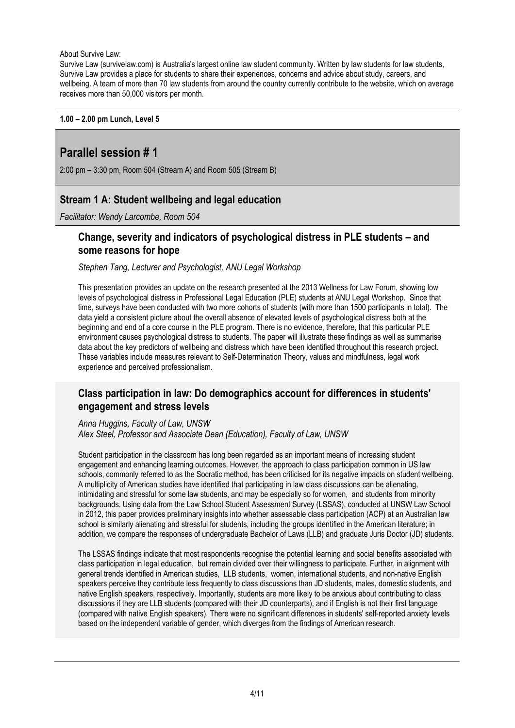About Survive Law:

Survive Law (survivelaw.com) is Australia's largest online law student community. Written by law students for law students, Survive Law provides a place for students to share their experiences, concerns and advice about study, careers, and wellbeing. A team of more than 70 law students from around the country currently contribute to the website, which on average receives more than 50,000 visitors per month.

**1.00 – 2.00 pm Lunch, Level 5**

## Parallel session # 1

2:00 pm – 3:30 pm, Room 504 (Stream A) and Room 505 (Stream B)

### Stream 1 A: Student wellbeing and legal education

*Facilitator: Wendy Larcombe, Room 504*

#### Change, severity and indicators of psychological distress in PLE students – and some reasons for hope

*Stephen Tang, Lecturer and Psychologist, ANU Legal Workshop*

This presentation provides an update on the research presented at the 2013 Wellness for Law Forum, showing low levels of psychological distress in Professional Legal Education (PLE) students at ANU Legal Workshop. Since that time, surveys have been conducted with two more cohorts of students (with more than 1500 participants in total). The data yield a consistent picture about the overall absence of elevated levels of psychological distress both at the beginning and end of a core course in the PLE program. There is no evidence, therefore, that this particular PLE environment causes psychological distress to students. The paper will illustrate these findings as well as summarise data about the key predictors of wellbeing and distress which have been identified throughout this research project. These variables include measures relevant to Self-Determination Theory, values and mindfulness, legal work experience and perceived professionalism.

#### Class participation in law: Do demographics account for differences in students' engagement and stress levels

*Anna Huggins, Faculty of Law, UNSW*
*Alex Steel, Professor and Associate Dean (Education), Faculty of Law, UNSW*

Student participation in the classroom has long been regarded as an important means of increasing student engagement and enhancing learning outcomes. However, the approach to class participation common in US law schools, commonly referred to as the Socratic method, has been criticised for its negative impacts on student wellbeing. A multiplicity of American studies have identified that participating in law class discussions can be alienating, intimidating and stressful for some law students, and may be especially so for women, and students from minority backgrounds. Using data from the Law School Student Assessment Survey (LSSAS), conducted at UNSW Law School in 2012, this paper provides preliminary insights into whether assessable class participation (ACP) at an Australian law school is similarly alienating and stressful for students, including the groups identified in the American literature; in addition, we compare the responses of undergraduate Bachelor of Laws (LLB) and graduate Juris Doctor (JD) students.

The LSSAS findings indicate that most respondents recognise the potential learning and social benefits associated with class participation in legal education, but remain divided over their willingness to participate. Further, in alignment with general trends identified in American studies, LLB students, women, international students, and non-native English speakers perceive they contribute less frequently to class discussions than JD students, males, domestic students, and native English speakers, respectively. Importantly, students are more likely to be anxious about contributing to class discussions if they are LLB students (compared with their JD counterparts), and if English is not their first language (compared with native English speakers). There were no significant differences in students' self-reported anxiety levels based on the independent variable of gender, which diverges from the findings of American research.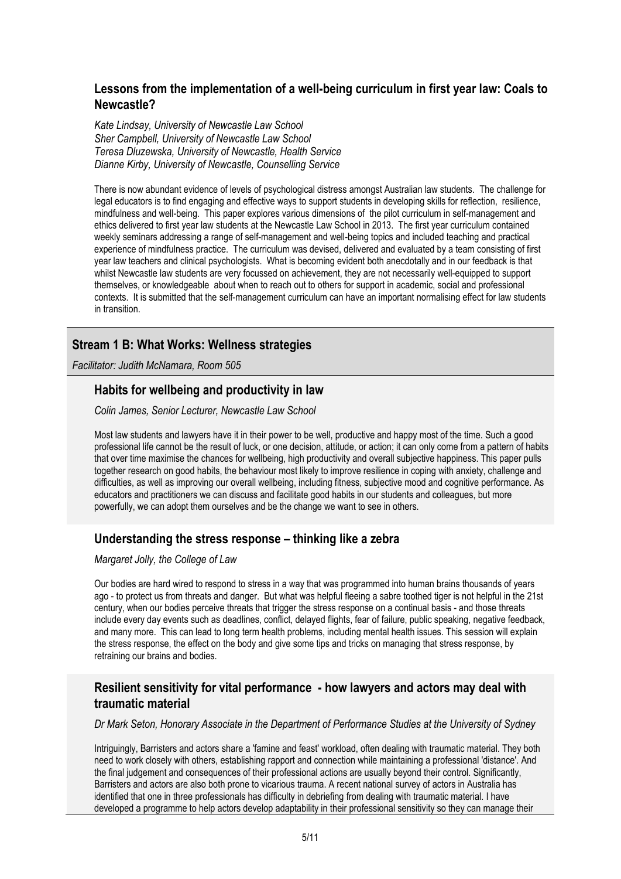### Lessons from the implementation of a well-being curriculum in first year law: Coals to Newcastle?

*Kate Lindsay, University of Newcastle Law School*
*Sher Campbell, University of Newcastle Law School*
*Teresa Dluzewska, University of Newcastle, Health Service*
*Dianne Kirby, University of Newcastle, Counselling Service*

There is now abundant evidence of levels of psychological distress amongst Australian law students. The challenge for legal educators is to find engaging and effective ways to support students in developing skills for reflection, resilience, mindfulness and well-being. This paper explores various dimensions of the pilot curriculum in self-management and ethics delivered to first year law students at the Newcastle Law School in 2013. The first year curriculum contained weekly seminars addressing a range of self-management and well-being topics and included teaching and practical experience of mindfulness practice. The curriculum was devised, delivered and evaluated by a team consisting of first year law teachers and clinical psychologists. What is becoming evident both anecdotally and in our feedback is that whilst Newcastle law students are very focussed on achievement, they are not necessarily well-equipped to support themselves, or knowledgeable about when to reach out to others for support in academic, social and professional contexts. It is submitted that the self-management curriculum can have an important normalising effect for law students in transition.

## Stream 1 B: What Works: Wellness strategies

*Facilitator: Judith McNamara, Room 505*

### Habits for wellbeing and productivity in law

*Colin James, Senior Lecturer, Newcastle Law School*

Most law students and lawyers have it in their power to be well, productive and happy most of the time. Such a good professional life cannot be the result of luck, or one decision, attitude, or action; it can only come from a pattern of habits that over time maximise the chances for wellbeing, high productivity and overall subjective happiness. This paper pulls together research on good habits, the behaviour most likely to improve resilience in coping with anxiety, challenge and difficulties, as well as improving our overall wellbeing, including fitness, subjective mood and cognitive performance. As educators and practitioners we can discuss and facilitate good habits in our students and colleagues, but more powerfully, we can adopt them ourselves and be the change we want to see in others.

### Understanding the stress response – thinking like a zebra

*Margaret Jolly, the College of Law*

Our bodies are hard wired to respond to stress in a way that was programmed into human brains thousands of years ago - to protect us from threats and danger. But what was helpful fleeing a sabre toothed tiger is not helpful in the 21st century, when our bodies perceive threats that trigger the stress response on a continual basis - and those threats include every day events such as deadlines, conflict, delayed flights, fear of failure, public speaking, negative feedback, and many more. This can lead to long term health problems, including mental health issues. This session will explain the stress response, the effect on the body and give some tips and tricks on managing that stress response, by retraining our brains and bodies.

### Resilient sensitivity for vital performance - how lawyers and actors may deal with traumatic material

*Dr Mark Seton, Honorary Associate in the Department of Performance Studies at the University of Sydney*

Intriguingly, Barristers and actors share a 'famine and feast' workload, often dealing with traumatic material. They both need to work closely with others, establishing rapport and connection while maintaining a professional 'distance'. And the final judgement and consequences of their professional actions are usually beyond their control. Significantly, Barristers and actors are also both prone to vicarious trauma. A recent national survey of actors in Australia has identified that one in three professionals has difficulty in debriefing from dealing with traumatic material. I have developed a programme to help actors develop adaptability in their professional sensitivity so they can manage their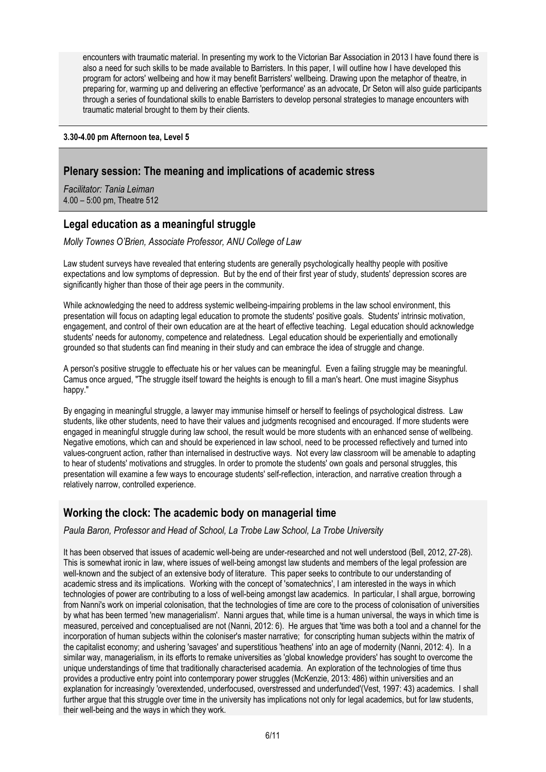encounters with traumatic material. In presenting my work to the Victorian Bar Association in 2013 I have found there is also a need for such skills to be made available to Barristers. In this paper, I will outline how I have developed this program for actors' wellbeing and how it may benefit Barristers' wellbeing. Drawing upon the metaphor of theatre, in preparing for, warming up and delivering an effective 'performance' as an advocate, Dr Seton will also guide participants through a series of foundational skills to enable Barristers to develop personal strategies to manage encounters with traumatic material brought to them by their clients.

**3.30-4.00 pm Afternoon tea, Level 5**

## Plenary session: The meaning and implications of academic stress

*Facilitator: Tania Leiman*
4.00 – 5:00 pm, Theatre 512

### Legal education as a meaningful struggle

*Molly Townes O'Brien, Associate Professor, ANU College of Law*

Law student surveys have revealed that entering students are generally psychologically healthy people with positive expectations and low symptoms of depression. But by the end of their first year of study, students' depression scores are significantly higher than those of their age peers in the community.

While acknowledging the need to address systemic wellbeing-impairing problems in the law school environment, this presentation will focus on adapting legal education to promote the students' positive goals. Students' intrinsic motivation, engagement, and control of their own education are at the heart of effective teaching. Legal education should acknowledge students' needs for autonomy, competence and relatedness. Legal education should be experientially and emotionally grounded so that students can find meaning in their study and can embrace the idea of struggle and change.

A person's positive struggle to effectuate his or her values can be meaningful. Even a failing struggle may be meaningful. Camus once argued, "The struggle itself toward the heights is enough to fill a man's heart. One must imagine Sisyphus happy."

By engaging in meaningful struggle, a lawyer may immunise himself or herself to feelings of psychological distress. Law students, like other students, need to have their values and judgments recognised and encouraged. If more students were engaged in meaningful struggle during law school, the result would be more students with an enhanced sense of wellbeing. Negative emotions, which can and should be experienced in law school, need to be processed reflectively and turned into values-congruent action, rather than internalised in destructive ways. Not every law classroom will be amenable to adapting to hear of students' motivations and struggles. In order to promote the students' own goals and personal struggles, this presentation will examine a few ways to encourage students' self-reflection, interaction, and narrative creation through a relatively narrow, controlled experience.

### Working the clock: The academic body on managerial time

*Paula Baron, Professor and Head of School, La Trobe Law School, La Trobe University*

It has been observed that issues of academic well-being are under-researched and not well understood (Bell, 2012, 27-28). This is somewhat ironic in law, where issues of well-being amongst law students and members of the legal profession are well-known and the subject of an extensive body of literature. This paper seeks to contribute to our understanding of academic stress and its implications. Working with the concept of 'somatechnics', I am interested in the ways in which technologies of power are contributing to a loss of well-being amongst law academics. In particular, I shall argue, borrowing from Nanni's work on imperial colonisation, that the technologies of time are core to the process of colonisation of universities by what has been termed 'new managerialism'. Nanni argues that, while time is a human universal, the ways in which time is measured, perceived and conceptualised are not (Nanni, 2012: 6). He argues that 'time was both a tool and a channel for the incorporation of human subjects within the coloniser's master narrative; for conscripting human subjects within the matrix of the capitalist economy; and ushering 'savages' and superstitious 'heathens' into an age of modernity (Nanni, 2012: 4). In a similar way, managerialism, in its efforts to remake universities as 'global knowledge providers' has sought to overcome the unique understandings of time that traditionally characterised academia. An exploration of the technologies of time thus provides a productive entry point into contemporary power struggles (McKenzie, 2013: 486) within universities and an explanation for increasingly 'overextended, underfocused, overstressed and underfunded'(Vest, 1997: 43) academics. I shall further argue that this struggle over time in the university has implications not only for legal academics, but for law students, their well-being and the ways in which they work.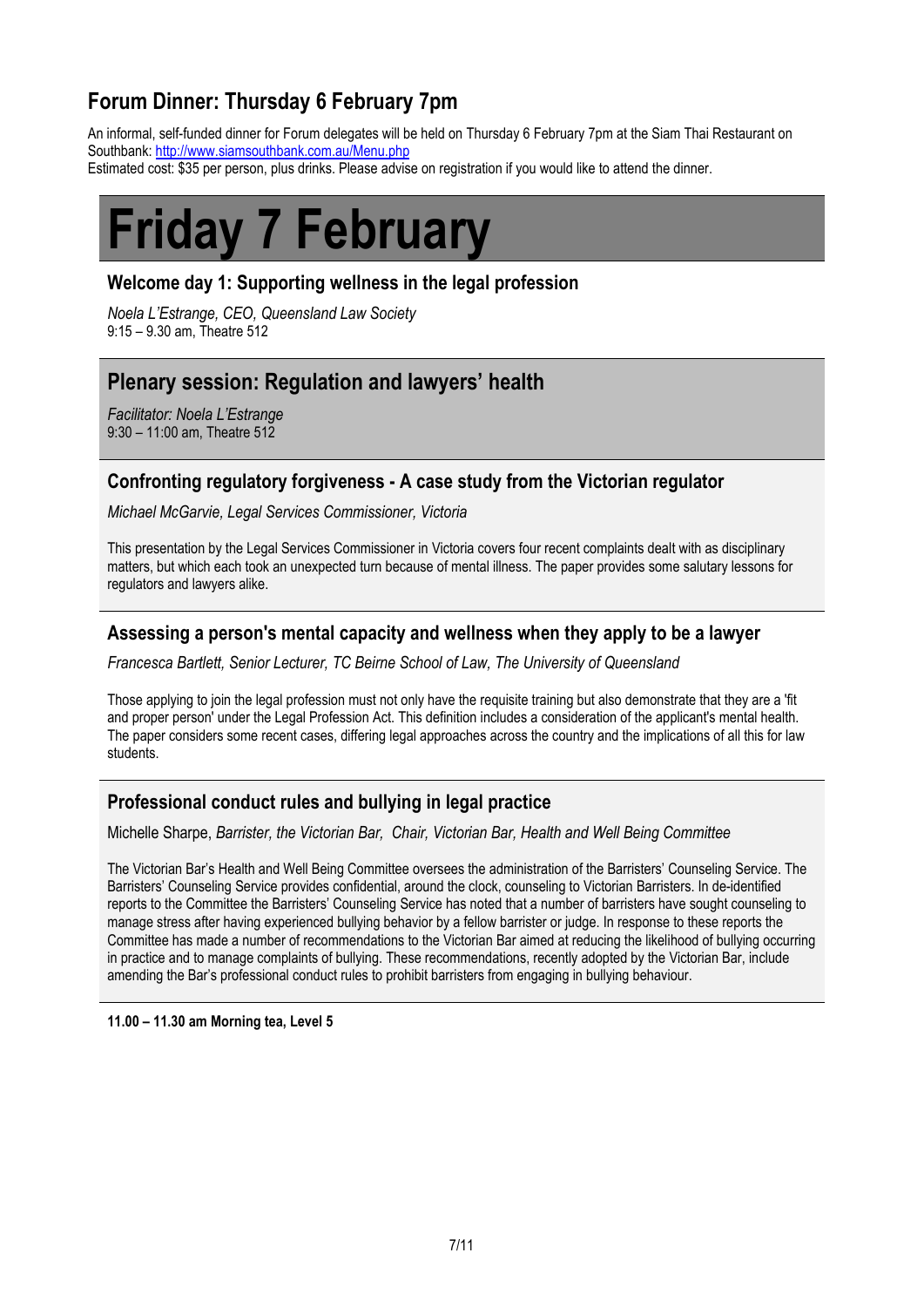## Forum Dinner: Thursday 6 February 7pm

An informal, self-funded dinner for Forum delegates will be held on Thursday 6 February 7pm at the Siam Thai Restaurant on Southbank: http://www.siamsouthbank.com.au/Menu.php
Estimated cost: $35 per person, plus drinks. Please advise on registration if you would like to attend the dinner.

# Friday 7 February

### Welcome day 1: Supporting wellness in the legal profession

*Noela L'Estrange, CEO, Queensland Law Society*
9:15 – 9.30 am, Theatre 512

## Plenary session: Regulation and lawyers' health

*Facilitator: Noela L'Estrange*
9:30 – 11:00 am, Theatre 512

### Confronting regulatory forgiveness - A case study from the Victorian regulator

*Michael McGarvie, Legal Services Commissioner, Victoria*

This presentation by the Legal Services Commissioner in Victoria covers four recent complaints dealt with as disciplinary matters, but which each took an unexpected turn because of mental illness. The paper provides some salutary lessons for regulators and lawyers alike.

### Assessing a person's mental capacity and wellness when they apply to be a lawyer

*Francesca Bartlett, Senior Lecturer, TC Beirne School of Law, The University of Queensland*

Those applying to join the legal profession must not only have the requisite training but also demonstrate that they are a 'fit and proper person' under the Legal Profession Act. This definition includes a consideration of the applicant's mental health. The paper considers some recent cases, differing legal approaches across the country and the implications of all this for law students.

### Professional conduct rules and bullying in legal practice

Michelle Sharpe, *Barrister, the Victorian Bar, Chair, Victorian Bar, Health and Well Being Committee*

The Victorian Bar's Health and Well Being Committee oversees the administration of the Barristers' Counseling Service. The Barristers' Counseling Service provides confidential, around the clock, counseling to Victorian Barristers. In de-identified reports to the Committee the Barristers' Counseling Service has noted that a number of barristers have sought counseling to manage stress after having experienced bullying behavior by a fellow barrister or judge. In response to these reports the Committee has made a number of recommendations to the Victorian Bar aimed at reducing the likelihood of bullying occurring in practice and to manage complaints of bullying. These recommendations, recently adopted by the Victorian Bar, include amending the Bar's professional conduct rules to prohibit barristers from engaging in bullying behaviour.

**11.00 – 11.30 am Morning tea, Level 5**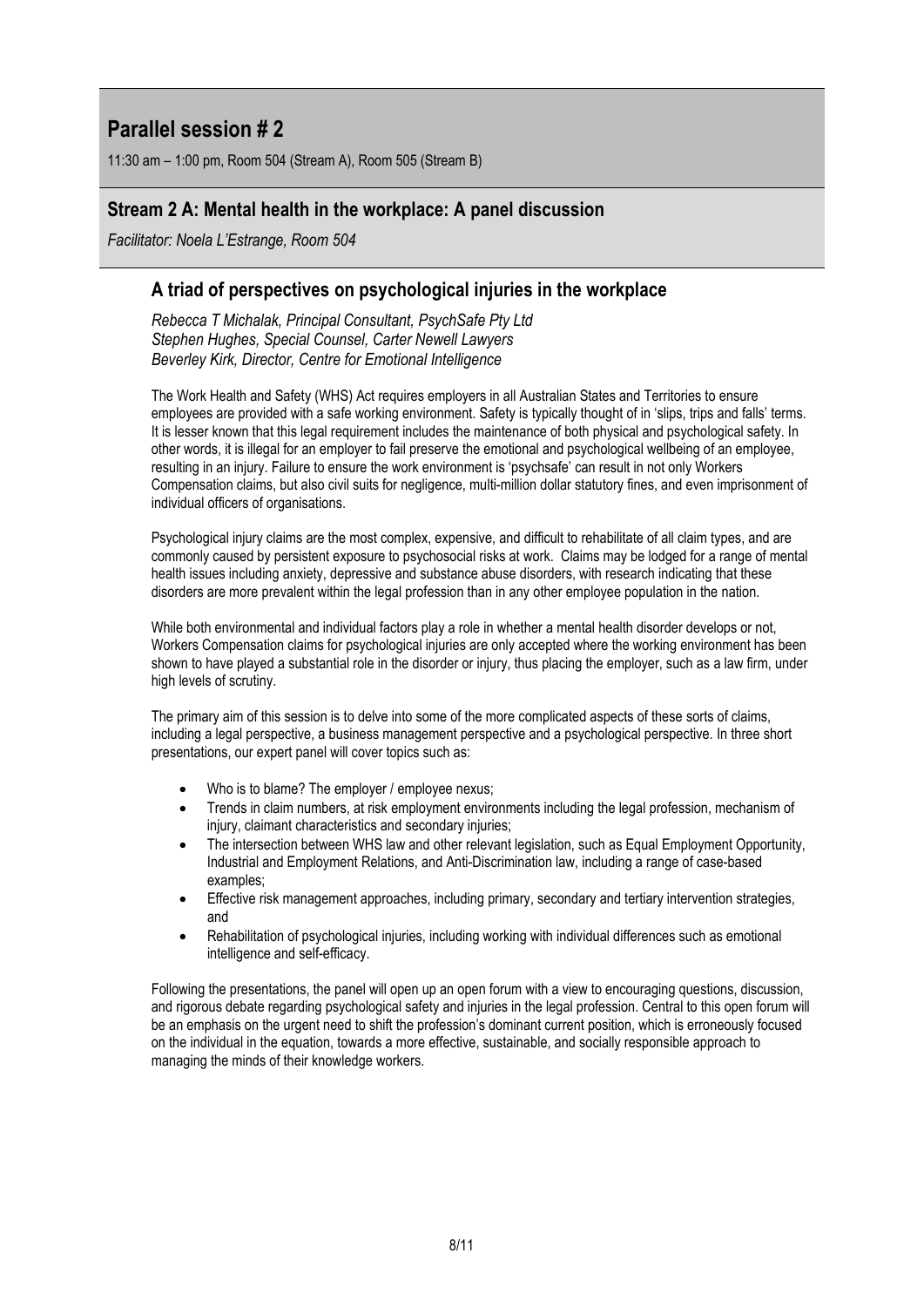# Parallel session # 2

11:30 am – 1:00 pm, Room 504 (Stream A), Room 505 (Stream B)

## Stream 2 A: Mental health in the workplace: A panel discussion

*Facilitator: Noela L'Estrange, Room 504*

### A triad of perspectives on psychological injuries in the workplace

*Rebecca T Michalak, Principal Consultant, PsychSafe Pty Ltd*
*Stephen Hughes, Special Counsel, Carter Newell Lawyers*
*Beverley Kirk, Director, Centre for Emotional Intelligence*

The Work Health and Safety (WHS) Act requires employers in all Australian States and Territories to ensure employees are provided with a safe working environment. Safety is typically thought of in 'slips, trips and falls' terms. It is lesser known that this legal requirement includes the maintenance of both physical and psychological safety. In other words, it is illegal for an employer to fail preserve the emotional and psychological wellbeing of an employee, resulting in an injury. Failure to ensure the work environment is 'psychsafe' can result in not only Workers Compensation claims, but also civil suits for negligence, multi-million dollar statutory fines, and even imprisonment of individual officers of organisations.

Psychological injury claims are the most complex, expensive, and difficult to rehabilitate of all claim types, and are commonly caused by persistent exposure to psychosocial risks at work. Claims may be lodged for a range of mental health issues including anxiety, depressive and substance abuse disorders, with research indicating that these disorders are more prevalent within the legal profession than in any other employee population in the nation.

While both environmental and individual factors play a role in whether a mental health disorder develops or not, Workers Compensation claims for psychological injuries are only accepted where the working environment has been shown to have played a substantial role in the disorder or injury, thus placing the employer, such as a law firm, under high levels of scrutiny.

The primary aim of this session is to delve into some of the more complicated aspects of these sorts of claims, including a legal perspective, a business management perspective and a psychological perspective. In three short presentations, our expert panel will cover topics such as:

- Who is to blame? The employer / employee nexus;
- Trends in claim numbers, at risk employment environments including the legal profession, mechanism of injury, claimant characteristics and secondary injuries;
- The intersection between WHS law and other relevant legislation, such as Equal Employment Opportunity, Industrial and Employment Relations, and Anti-Discrimination law, including a range of case-based examples;
- Effective risk management approaches, including primary, secondary and tertiary intervention strategies, and
- Rehabilitation of psychological injuries, including working with individual differences such as emotional intelligence and self-efficacy.

Following the presentations, the panel will open up an open forum with a view to encouraging questions, discussion, and rigorous debate regarding psychological safety and injuries in the legal profession. Central to this open forum will be an emphasis on the urgent need to shift the profession's dominant current position, which is erroneously focused on the individual in the equation, towards a more effective, sustainable, and socially responsible approach to managing the minds of their knowledge workers.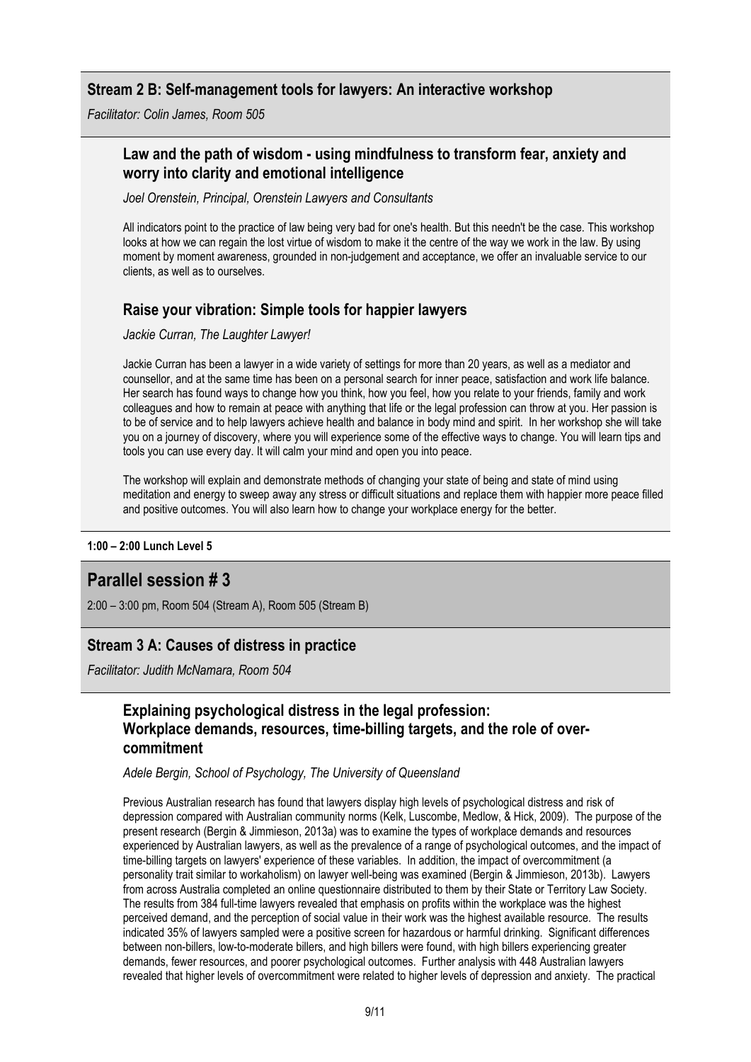## Stream 2 B: Self-management tools for lawyers: An interactive workshop

*Facilitator: Colin James, Room 505*

### Law and the path of wisdom - using mindfulness to transform fear, anxiety and worry into clarity and emotional intelligence

*Joel Orenstein, Principal, Orenstein Lawyers and Consultants*

All indicators point to the practice of law being very bad for one's health. But this needn't be the case. This workshop looks at how we can regain the lost virtue of wisdom to make it the centre of the way we work in the law. By using moment by moment awareness, grounded in non-judgement and acceptance, we offer an invaluable service to our clients, as well as to ourselves.

### Raise your vibration: Simple tools for happier lawyers

*Jackie Curran, The Laughter Lawyer!*

Jackie Curran has been a lawyer in a wide variety of settings for more than 20 years, as well as a mediator and counsellor, and at the same time has been on a personal search for inner peace, satisfaction and work life balance. Her search has found ways to change how you think, how you feel, how you relate to your friends, family and work colleagues and how to remain at peace with anything that life or the legal profession can throw at you. Her passion is to be of service and to help lawyers achieve health and balance in body mind and spirit. In her workshop she will take you on a journey of discovery, where you will experience some of the effective ways to change. You will learn tips and tools you can use every day. It will calm your mind and open you into peace.

The workshop will explain and demonstrate methods of changing your state of being and state of mind using meditation and energy to sweep away any stress or difficult situations and replace them with happier more peace filled and positive outcomes. You will also learn how to change your workplace energy for the better.

**1:00 – 2:00 Lunch Level 5**

# Parallel session # 3

2:00 – 3:00 pm, Room 504 (Stream A), Room 505 (Stream B)

## Stream 3 A: Causes of distress in practice

*Facilitator: Judith McNamara, Room 504*

### Explaining psychological distress in the legal profession: Workplace demands, resources, time-billing targets, and the role of over-commitment

*Adele Bergin, School of Psychology, The University of Queensland*

Previous Australian research has found that lawyers display high levels of psychological distress and risk of depression compared with Australian community norms (Kelk, Luscombe, Medlow, & Hick, 2009). The purpose of the present research (Bergin & Jimmieson, 2013a) was to examine the types of workplace demands and resources experienced by Australian lawyers, as well as the prevalence of a range of psychological outcomes, and the impact of time-billing targets on lawyers' experience of these variables. In addition, the impact of overcommitment (a personality trait similar to workaholism) on lawyer well-being was examined (Bergin & Jimmieson, 2013b). Lawyers from across Australia completed an online questionnaire distributed to them by their State or Territory Law Society. The results from 384 full-time lawyers revealed that emphasis on profits within the workplace was the highest perceived demand, and the perception of social value in their work was the highest available resource. The results indicated 35% of lawyers sampled were a positive screen for hazardous or harmful drinking. Significant differences between non-billers, low-to-moderate billers, and high billers were found, with high billers experiencing greater demands, fewer resources, and poorer psychological outcomes. Further analysis with 448 Australian lawyers revealed that higher levels of overcommitment were related to higher levels of depression and anxiety. The practical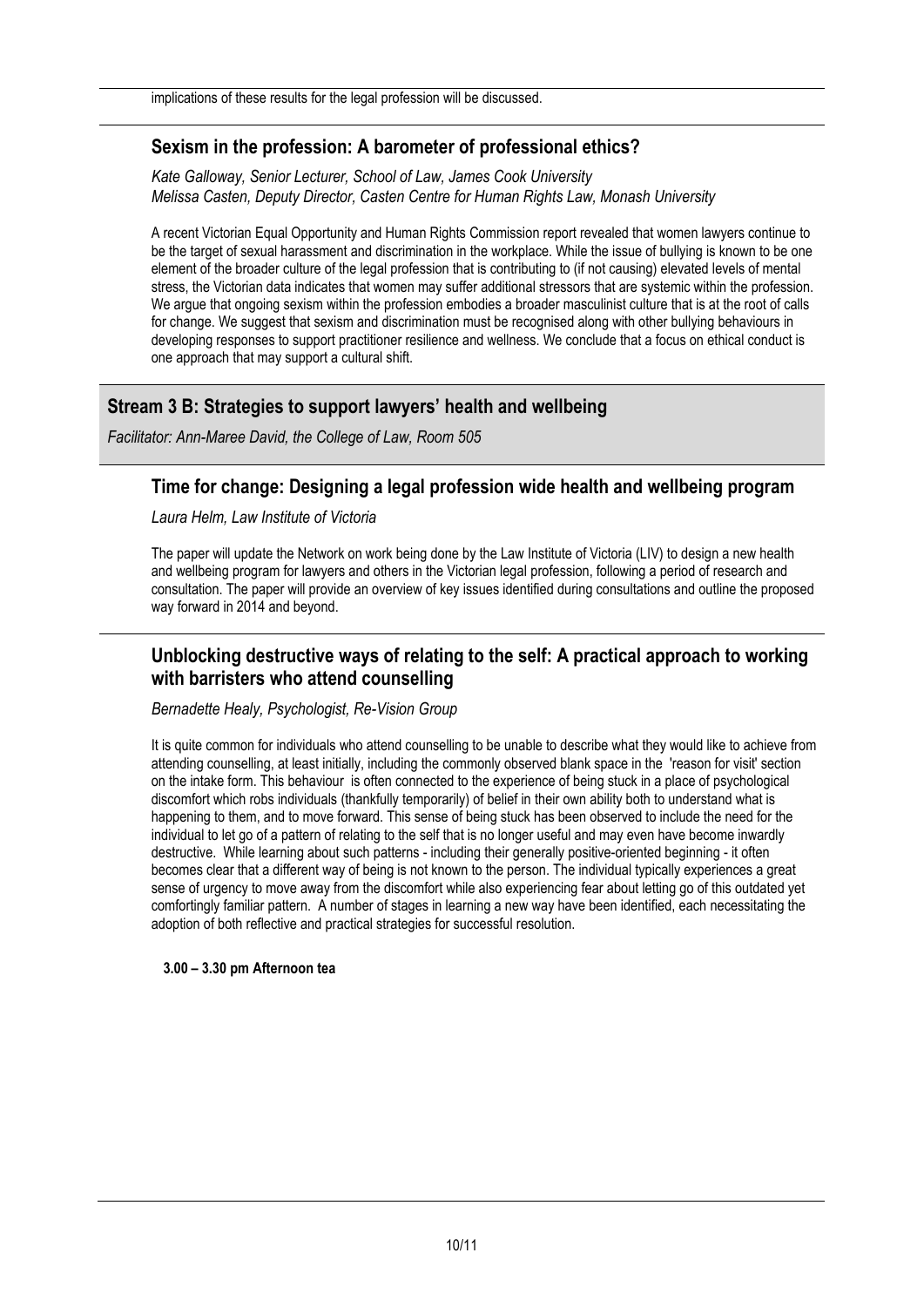implications of these results for the legal profession will be discussed.

### Sexism in the profession: A barometer of professional ethics?

*Kate Galloway, Senior Lecturer, School of Law, James Cook University*
*Melissa Casten, Deputy Director, Casten Centre for Human Rights Law, Monash University*

A recent Victorian Equal Opportunity and Human Rights Commission report revealed that women lawyers continue to be the target of sexual harassment and discrimination in the workplace. While the issue of bullying is known to be one element of the broader culture of the legal profession that is contributing to (if not causing) elevated levels of mental stress, the Victorian data indicates that women may suffer additional stressors that are systemic within the profession. We argue that ongoing sexism within the profession embodies a broader masculinist culture that is at the root of calls for change. We suggest that sexism and discrimination must be recognised along with other bullying behaviours in developing responses to support practitioner resilience and wellness. We conclude that a focus on ethical conduct is one approach that may support a cultural shift.

## Stream 3 B: Strategies to support lawyers' health and wellbeing

*Facilitator: Ann-Maree David, the College of Law, Room 505*

### Time for change: Designing a legal profession wide health and wellbeing program

*Laura Helm, Law Institute of Victoria*

The paper will update the Network on work being done by the Law Institute of Victoria (LIV) to design a new health and wellbeing program for lawyers and others in the Victorian legal profession, following a period of research and consultation. The paper will provide an overview of key issues identified during consultations and outline the proposed way forward in 2014 and beyond.

### Unblocking destructive ways of relating to the self: A practical approach to working with barristers who attend counselling

*Bernadette Healy, Psychologist, Re-Vision Group*

It is quite common for individuals who attend counselling to be unable to describe what they would like to achieve from attending counselling, at least initially, including the commonly observed blank space in the 'reason for visit' section on the intake form. This behaviour is often connected to the experience of being stuck in a place of psychological discomfort which robs individuals (thankfully temporarily) of belief in their own ability both to understand what is happening to them, and to move forward. This sense of being stuck has been observed to include the need for the individual to let go of a pattern of relating to the self that is no longer useful and may even have become inwardly destructive. While learning about such patterns - including their generally positive-oriented beginning - it often becomes clear that a different way of being is not known to the person. The individual typically experiences a great sense of urgency to move away from the discomfort while also experiencing fear about letting go of this outdated yet comfortingly familiar pattern. A number of stages in learning a new way have been identified, each necessitating the adoption of both reflective and practical strategies for successful resolution.

**3.00 – 3.30 pm Afternoon tea**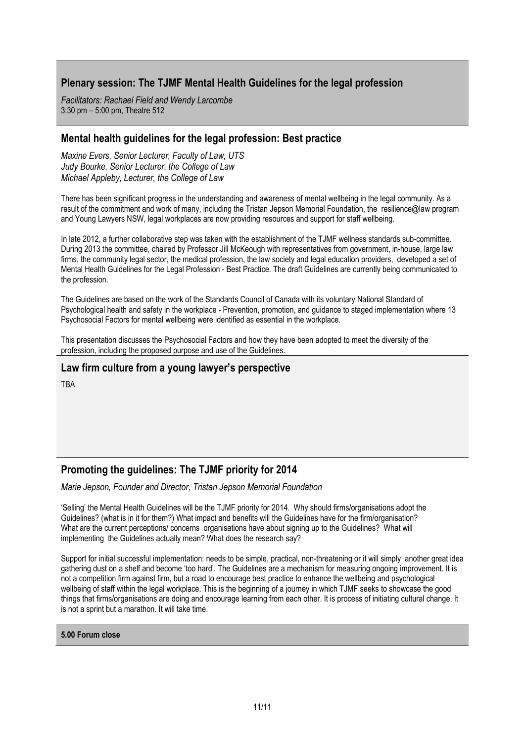## Plenary session: The TJMF Mental Health Guidelines for the legal profession

*Facilitators: Rachael Field and Wendy Larcombe*
3:30 pm – 5:00 pm, Theatre 512

## Mental health guidelines for the legal profession: Best practice

*Maxine Evers, Senior Lecturer, Faculty of Law, UTS*
*Judy Bourke, Senior Lecturer, the College of Law*
*Michael Appleby, Lecturer, the College of Law*

There has been significant progress in the understanding and awareness of mental wellbeing in the legal community. As a result of the commitment and work of many, including the Tristan Jepson Memorial Foundation, the resilience@law program and Young Lawyers NSW, legal workplaces are now providing resources and support for staff wellbeing.

In late 2012, a further collaborative step was taken with the establishment of the TJMF wellness standards sub-committee. During 2013 the committee, chaired by Professor Jill McKeough with representatives from government, in-house, large law firms, the community legal sector, the medical profession, the law society and legal education providers, developed a set of Mental Health Guidelines for the Legal Profession - Best Practice. The draft Guidelines are currently being communicated to the profession.

The Guidelines are based on the work of the Standards Council of Canada with its voluntary National Standard of Psychological health and safety in the workplace - Prevention, promotion, and guidance to staged implementation where 13 Psychosocial Factors for mental wellbeing were identified as essential in the workplace.

This presentation discusses the Psychosocial Factors and how they have been adopted to meet the diversity of the profession, including the proposed purpose and use of the Guidelines.

## Law firm culture from a young lawyer's perspective

TBA

## Promoting the guidelines: The TJMF priority for 2014

*Marie Jepson, Founder and Director, Tristan Jepson Memorial Foundation*

'Selling' the Mental Health Guidelines will be the TJMF priority for 2014. Why should firms/organisations adopt the Guidelines? (what is in it for them?) What impact and benefits will the Guidelines have for the firm/organisation? What are the current perceptions/ concerns organisations have about signing up to the Guidelines? What will implementing the Guidelines actually mean? What does the research say?

Support for initial successful implementation: needs to be simple, practical, non-threatening or it will simply another great idea gathering dust on a shelf and become 'too hard'. The Guidelines are a mechanism for measuring ongoing improvement. It is not a competition firm against firm, but a road to encourage best practice to enhance the wellbeing and psychological wellbeing of staff within the legal workplace. This is the beginning of a journey in which TJMF seeks to showcase the good things that firms/organisations are doing and encourage learning from each other. It is process of initiating cultural change. It is not a sprint but a marathon. It will take time.

**5.00 Forum close**